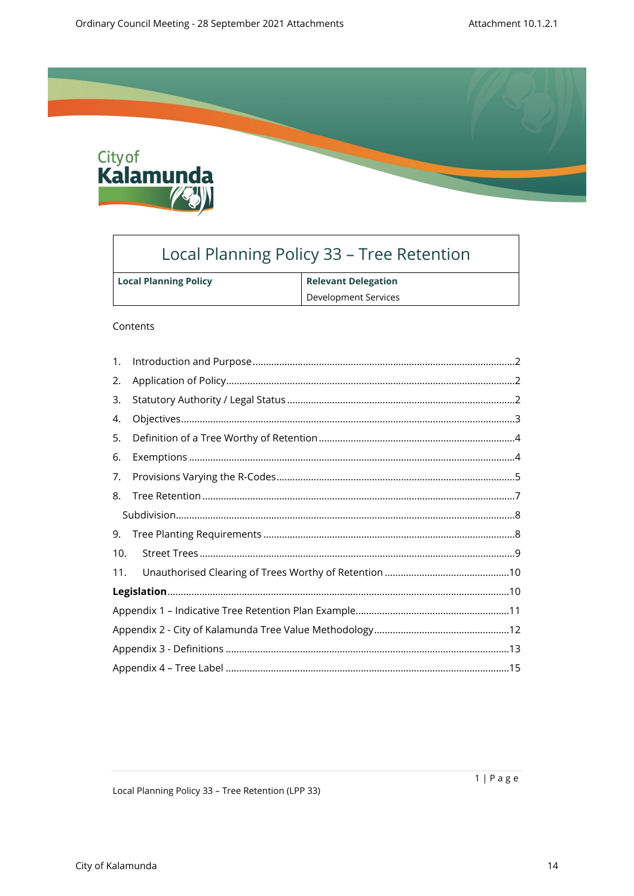# Local Planning Policy 33 – Tree Retention

| Local Planning Policy | Relevant Delegation |
| --- | --- |
| | Development Services |

Contents

1. Introduction and Purpose ....................................................2
2. Application of Policy ....................................................2
3. Statutory Authority / Legal Status ....................................................2
4. Objectives ....................................................3
5. Definition of a Tree Worthy of Retention ....................................................4
6. Exemptions ....................................................4
7. Provisions Varying the R-Codes ....................................................5
8. Tree Retention ....................................................7
   Subdivision ....................................................8
9. Tree Planting Requirements ....................................................8
10. Street Trees ....................................................9
11. Unauthorised Clearing of Trees Worthy of Retention ....................................................10

**Legislation** ....................................................10

Appendix 1 – Indicative Tree Retention Plan Example ....................................................11

Appendix 2 - City of Kalamunda Tree Value Methodology ....................................................12

Appendix 3 - Definitions ....................................................13

Appendix 4 – Tree Label ....................................................15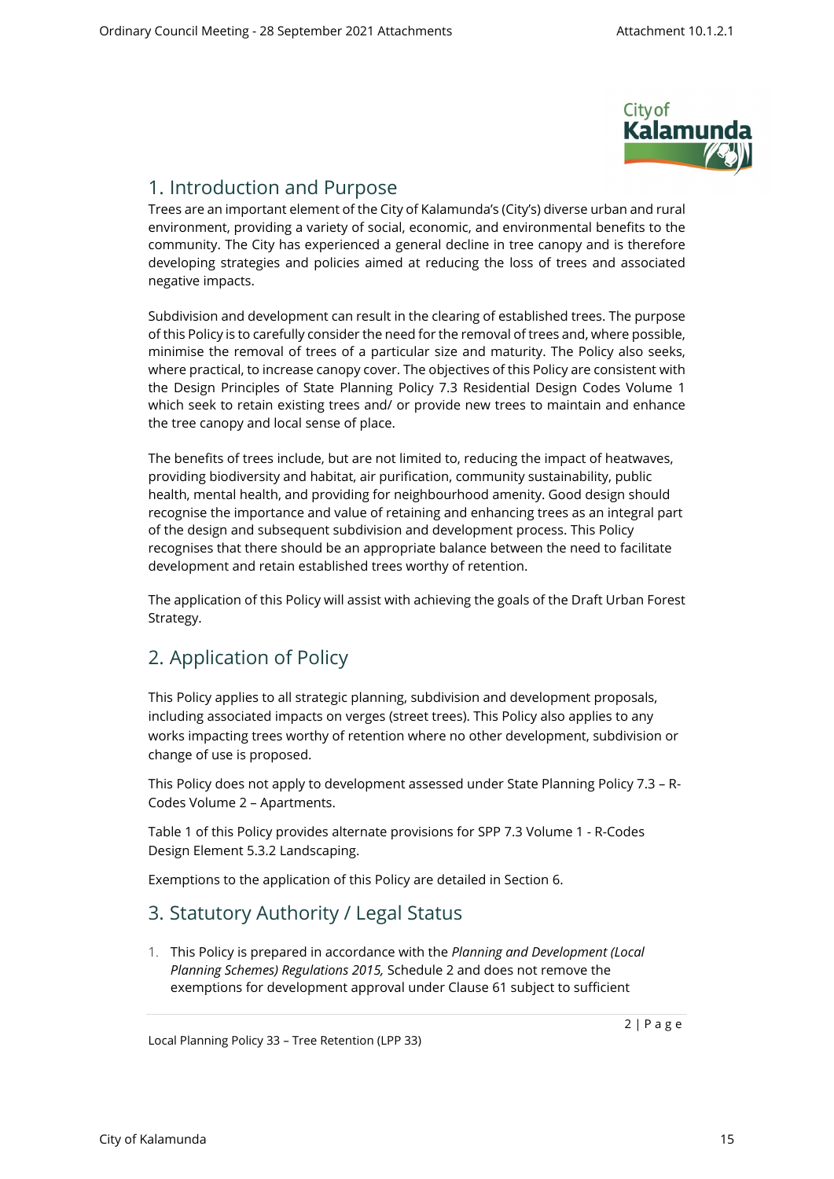## 1. Introduction and Purpose

Trees are an important element of the City of Kalamunda's (City's) diverse urban and rural environment, providing a variety of social, economic, and environmental benefits to the community. The City has experienced a general decline in tree canopy and is therefore developing strategies and policies aimed at reducing the loss of trees and associated negative impacts.

Subdivision and development can result in the clearing of established trees. The purpose of this Policy is to carefully consider the need for the removal of trees and, where possible, minimise the removal of trees of a particular size and maturity. The Policy also seeks, where practical, to increase canopy cover. The objectives of this Policy are consistent with the Design Principles of State Planning Policy 7.3 Residential Design Codes Volume 1 which seek to retain existing trees and/ or provide new trees to maintain and enhance the tree canopy and local sense of place.

The benefits of trees include, but are not limited to, reducing the impact of heatwaves, providing biodiversity and habitat, air purification, community sustainability, public health, mental health, and providing for neighbourhood amenity. Good design should recognise the importance and value of retaining and enhancing trees as an integral part of the design and subsequent subdivision and development process. This Policy recognises that there should be an appropriate balance between the need to facilitate development and retain established trees worthy of retention.

The application of this Policy will assist with achieving the goals of the Draft Urban Forest Strategy.

## 2. Application of Policy

This Policy applies to all strategic planning, subdivision and development proposals, including associated impacts on verges (street trees). This Policy also applies to any works impacting trees worthy of retention where no other development, subdivision or change of use is proposed.

This Policy does not apply to development assessed under State Planning Policy 7.3 – R-Codes Volume 2 – Apartments.

Table 1 of this Policy provides alternate provisions for SPP 7.3 Volume 1 - R-Codes Design Element 5.3.2 Landscaping.

Exemptions to the application of this Policy are detailed in Section 6.

## 3. Statutory Authority / Legal Status

1. This Policy is prepared in accordance with the *Planning and Development (Local Planning Schemes) Regulations 2015,* Schedule 2 and does not remove the exemptions for development approval under Clause 61 subject to sufficient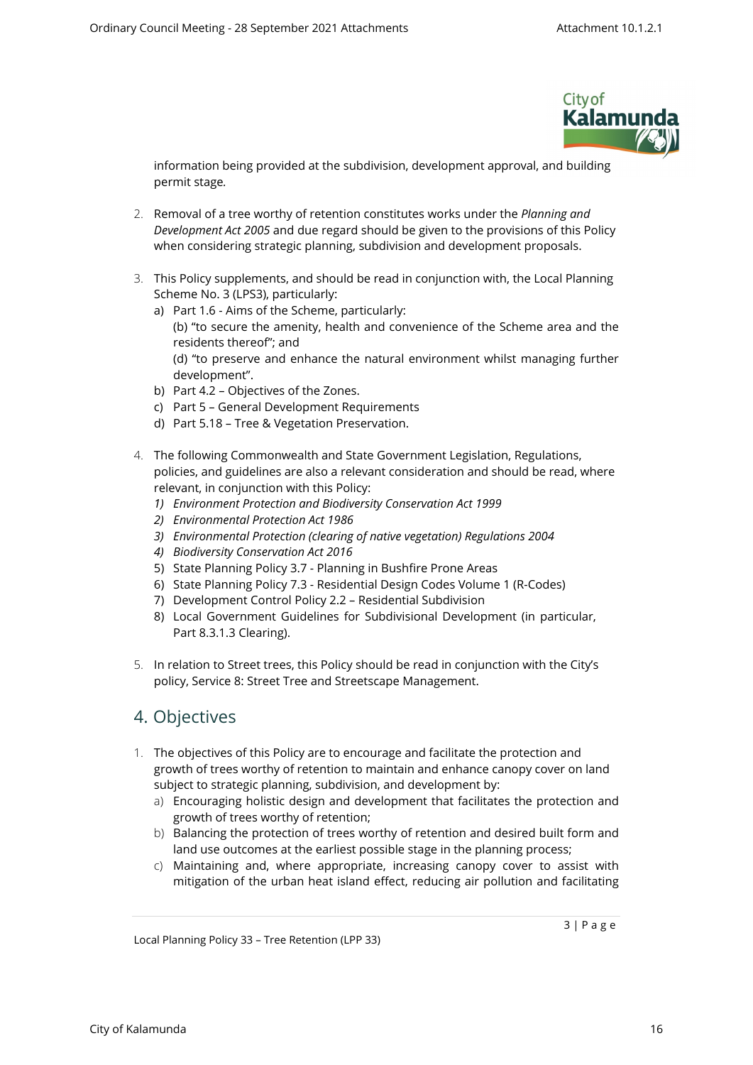information being provided at the subdivision, development approval, and building permit stage.

2. Removal of a tree worthy of retention constitutes works under the *Planning and Development Act 2005* and due regard should be given to the provisions of this Policy when considering strategic planning, subdivision and development proposals.

3. This Policy supplements, and should be read in conjunction with, the Local Planning Scheme No. 3 (LPS3), particularly:
   a) Part 1.6 - Aims of the Scheme, particularly:
      (b) "to secure the amenity, health and convenience of the Scheme area and the residents thereof"; and
      (d) "to preserve and enhance the natural environment whilst managing further development".
   b) Part 4.2 – Objectives of the Zones.
   c) Part 5 – General Development Requirements
   d) Part 5.18 – Tree & Vegetation Preservation.

4. The following Commonwealth and State Government Legislation, Regulations, policies, and guidelines are also a relevant consideration and should be read, where relevant, in conjunction with this Policy:
   1) *Environment Protection and Biodiversity Conservation Act 1999*
   2) *Environmental Protection Act 1986*
   3) *Environmental Protection (clearing of native vegetation) Regulations 2004*
   4) *Biodiversity Conservation Act 2016*
   5) State Planning Policy 3.7 - Planning in Bushfire Prone Areas
   6) State Planning Policy 7.3 - Residential Design Codes Volume 1 (R-Codes)
   7) Development Control Policy 2.2 – Residential Subdivision
   8) Local Government Guidelines for Subdivisional Development (in particular, Part 8.3.1.3 Clearing).

5. In relation to Street trees, this Policy should be read in conjunction with the City's policy, Service 8: Street Tree and Streetscape Management.

## 4. Objectives

1. The objectives of this Policy are to encourage and facilitate the protection and growth of trees worthy of retention to maintain and enhance canopy cover on land subject to strategic planning, subdivision, and development by:
   a) Encouraging holistic design and development that facilitates the protection and growth of trees worthy of retention;
   b) Balancing the protection of trees worthy of retention and desired built form and land use outcomes at the earliest possible stage in the planning process;
   c) Maintaining and, where appropriate, increasing canopy cover to assist with mitigation of the urban heat island effect, reducing air pollution and facilitating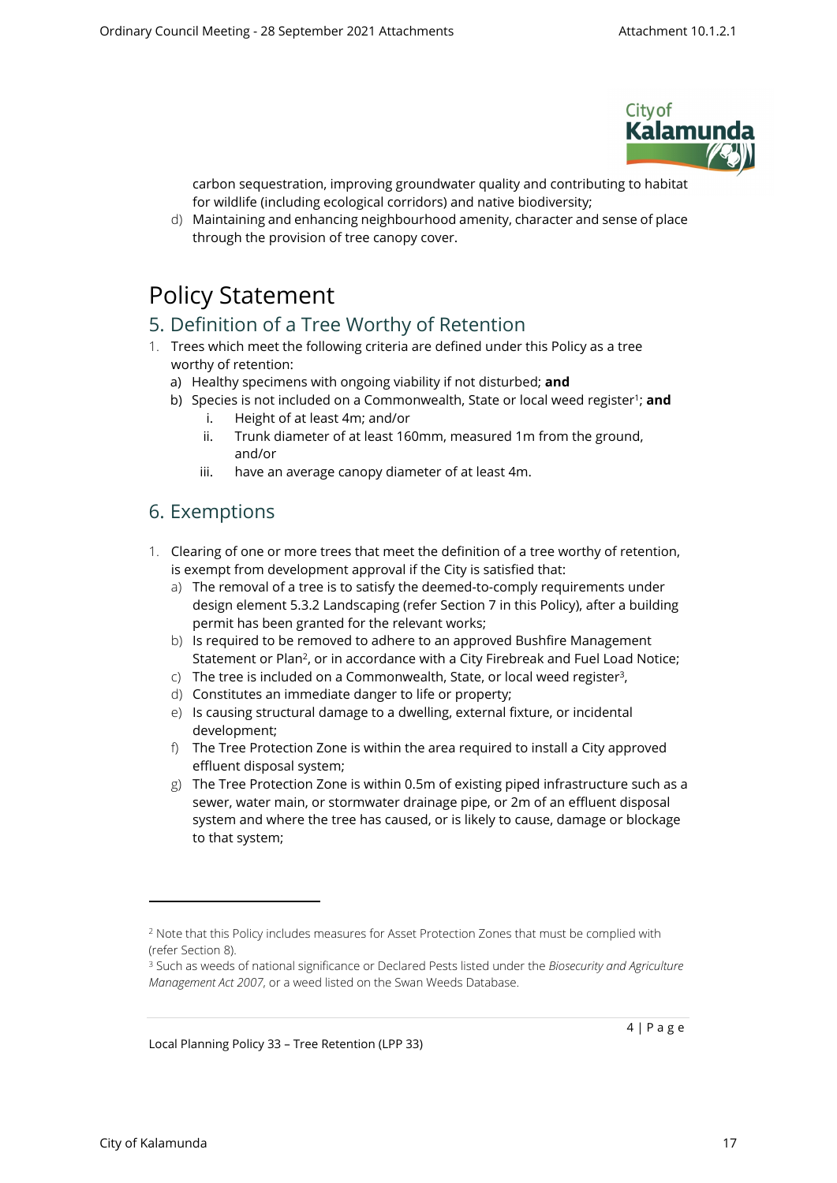carbon sequestration, improving groundwater quality and contributing to habitat for wildlife (including ecological corridors) and native biodiversity;

d) Maintaining and enhancing neighbourhood amenity, character and sense of place through the provision of tree canopy cover.

# Policy Statement

## 5. Definition of a Tree Worthy of Retention

1. Trees which meet the following criteria are defined under this Policy as a tree worthy of retention:
   a) Healthy specimens with ongoing viability if not disturbed; **and**
   b) Species is not included on a Commonwealth, State or local weed register[1]; **and**
      i. Height of at least 4m; and/or
      ii. Trunk diameter of at least 160mm, measured 1m from the ground, and/or
      iii. have an average canopy diameter of at least 4m.

## 6. Exemptions

1. Clearing of one or more trees that meet the definition of a tree worthy of retention, is exempt from development approval if the City is satisfied that:
   a) The removal of a tree is to satisfy the deemed-to-comply requirements under design element 5.3.2 Landscaping (refer Section 7 in this Policy), after a building permit has been granted for the relevant works;
   b) Is required to be removed to adhere to an approved Bushfire Management Statement or Plan[2], or in accordance with a City Firebreak and Fuel Load Notice;
   c) The tree is included on a Commonwealth, State, or local weed register[3],
   d) Constitutes an immediate danger to life or property;
   e) Is causing structural damage to a dwelling, external fixture, or incidental development;
   f) The Tree Protection Zone is within the area required to install a City approved effluent disposal system;
   g) The Tree Protection Zone is within 0.5m of existing piped infrastructure such as a sewer, water main, or stormwater drainage pipe, or 2m of an effluent disposal system and where the tree has caused, or is likely to cause, damage or blockage to that system;

---

[2] Note that this Policy includes measures for Asset Protection Zones that must be complied with (refer Section 8).

[3] Such as weeds of national significance or Declared Pests listed under the *Biosecurity and Agriculture Management Act 2007*, or a weed listed on the Swan Weeds Database.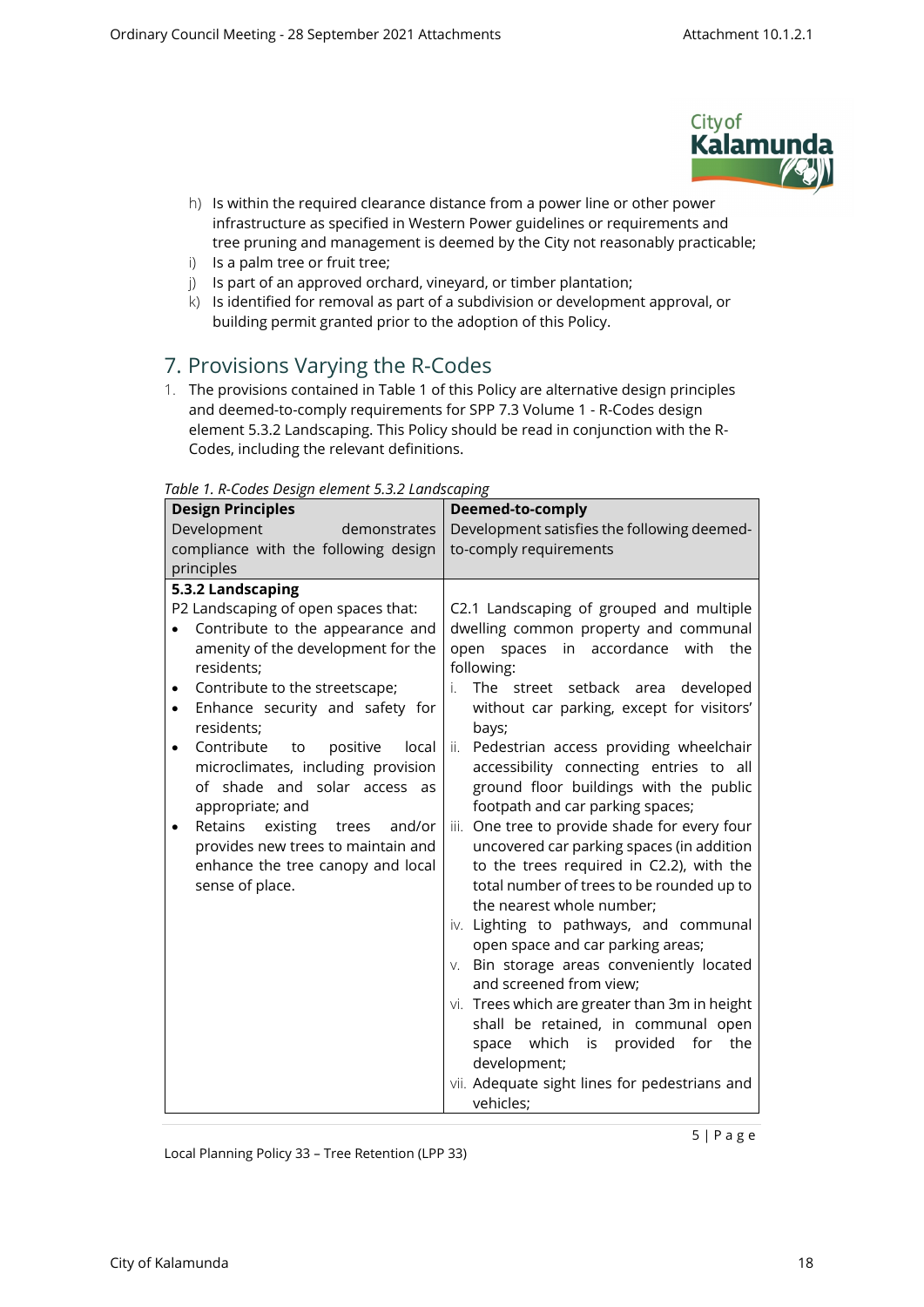h) Is within the required clearance distance from a power line or other power infrastructure as specified in Western Power guidelines or requirements and tree pruning and management is deemed by the City not reasonably practicable;
i) Is a palm tree or fruit tree;
j) Is part of an approved orchard, vineyard, or timber plantation;
k) Is identified for removal as part of a subdivision or development approval, or building permit granted prior to the adoption of this Policy.

## 7. Provisions Varying the R-Codes

1. The provisions contained in Table 1 of this Policy are alternative design principles and deemed-to-comply requirements for SPP 7.3 Volume 1 - R-Codes design element 5.3.2 Landscaping. This Policy should be read in conjunction with the R-Codes, including the relevant definitions.

*Table 1. R-Codes Design element 5.3.2 Landscaping*

| **Design Principles**<br>Development demonstrates compliance with the following design principles | **Deemed-to-comply**<br>Development satisfies the following deemed-to-comply requirements |
|---|---|
| **5.3.2 Landscaping**<br>P2 Landscaping of open spaces that:<br>• Contribute to the appearance and amenity of the development for the residents;<br>• Contribute to the streetscape;<br>• Enhance security and safety for residents;<br>• Contribute to positive local microclimates, including provision of shade and solar access as appropriate; and<br>• Retains existing trees and/or provides new trees to maintain and enhance the tree canopy and local sense of place. | C2.1 Landscaping of grouped and multiple dwelling common property and communal open spaces in accordance with the following:<br>i. The street setback area developed without car parking, except for visitors' bays;<br>ii. Pedestrian access providing wheelchair accessibility connecting entries to all ground floor buildings with the public footpath and car parking spaces;<br>iii. One tree to provide shade for every four uncovered car parking spaces (in addition to the trees required in C2.2), with the total number of trees to be rounded up to the nearest whole number;<br>iv. Lighting to pathways, and communal open space and car parking areas;<br>v. Bin storage areas conveniently located and screened from view;<br>vi. Trees which are greater than 3m in height shall be retained, in communal open space which is provided for the development;<br>vii. Adequate sight lines for pedestrians and vehicles; |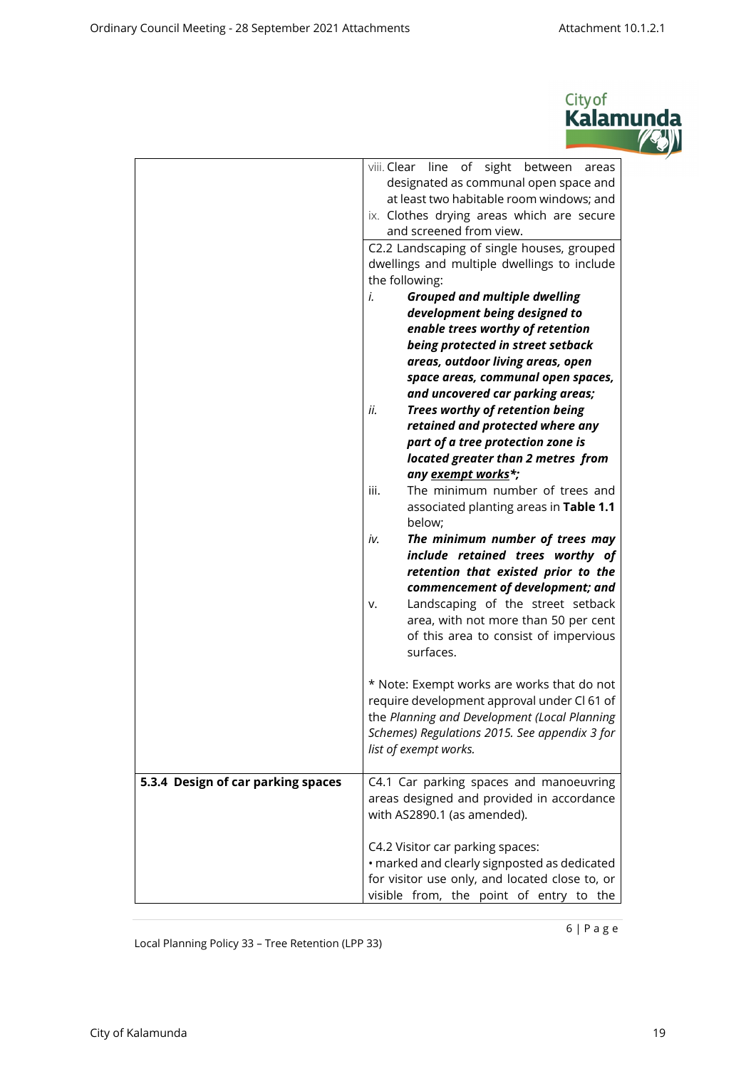| | |
|---|---|
| | viii. Clear line of sight between areas designated as communal open space and at least two habitable room windows; and<br>ix. Clothes drying areas which are secure and screened from view.<br><br>C2.2 Landscaping of single houses, grouped dwellings and multiple dwellings to include the following:<br>*i.* ***Grouped and multiple dwelling development being designed to enable trees worthy of retention being protected in street setback areas, outdoor living areas, open space areas, communal open spaces, and uncovered car parking areas;***<br>*ii.* ***Trees worthy of retention being retained and protected where any part of a tree protection zone is located greater than 2 metres from any <u>exempt works</u>\*;***<br>iii. The minimum number of trees and associated planting areas in **Table 1.1** below;<br>*iv.* ***The minimum number of trees may include retained trees worthy of retention that existed prior to the commencement of development; and***<br>v. Landscaping of the street setback area, with not more than 50 per cent of this area to consist of impervious surfaces.<br><br>\* Note: Exempt works are works that do not require development approval under Cl 61 of the *Planning and Development (Local Planning Schemes) Regulations 2015. See appendix 3 for list of exempt works.* |
| **5.3.4 Design of car parking spaces** | C4.1 Car parking spaces and manoeuvring areas designed and provided in accordance with AS2890.1 (as amended).<br><br>C4.2 Visitor car parking spaces:<br>• marked and clearly signposted as dedicated for visitor use only, and located close to, or visible from, the point of entry to the |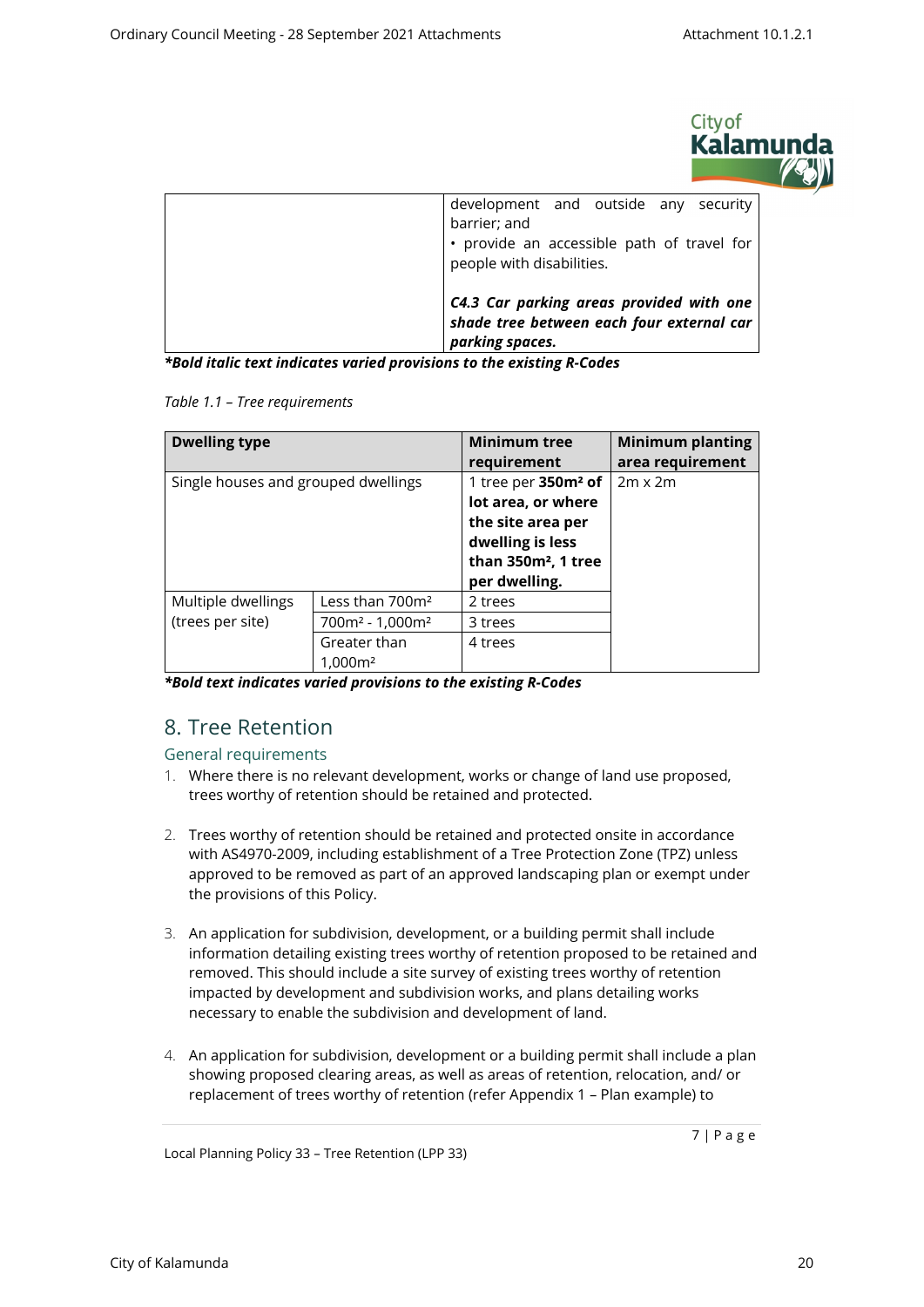| | development and outside any security barrier; and<br>• provide an accessible path of travel for people with disabilities.<br><br>***C4.3 Car parking areas provided with one shade tree between each four external car parking spaces.*** |
|---|---|

***Bold italic text indicates varied provisions to the existing R-Codes*

*Table 1.1 – Tree requirements*

| Dwelling type | | Minimum tree requirement | Minimum planting area requirement |
|---|---|---|---|
| Single houses and grouped dwellings | | 1 tree per **350m² of lot area, or where the site area per dwelling is less than 350m², 1 tree per dwelling.** | 2m x 2m |
| Multiple dwellings (trees per site) | Less than 700m² | 2 trees | |
| | 700m² - 1,000m² | 3 trees | |
| | Greater than 1,000m² | 4 trees | |

***Bold text indicates varied provisions to the existing R-Codes***

# 8. Tree Retention

## General requirements

1. Where there is no relevant development, works or change of land use proposed, trees worthy of retention should be retained and protected.

2. Trees worthy of retention should be retained and protected onsite in accordance with AS4970-2009, including establishment of a Tree Protection Zone (TPZ) unless approved to be removed as part of an approved landscaping plan or exempt under the provisions of this Policy.

3. An application for subdivision, development, or a building permit shall include information detailing existing trees worthy of retention proposed to be retained and removed. This should include a site survey of existing trees worthy of retention impacted by development and subdivision works, and plans detailing works necessary to enable the subdivision and development of land.

4. An application for subdivision, development or a building permit shall include a plan showing proposed clearing areas, as well as areas of retention, relocation, and/ or replacement of trees worthy of retention (refer Appendix 1 – Plan example) to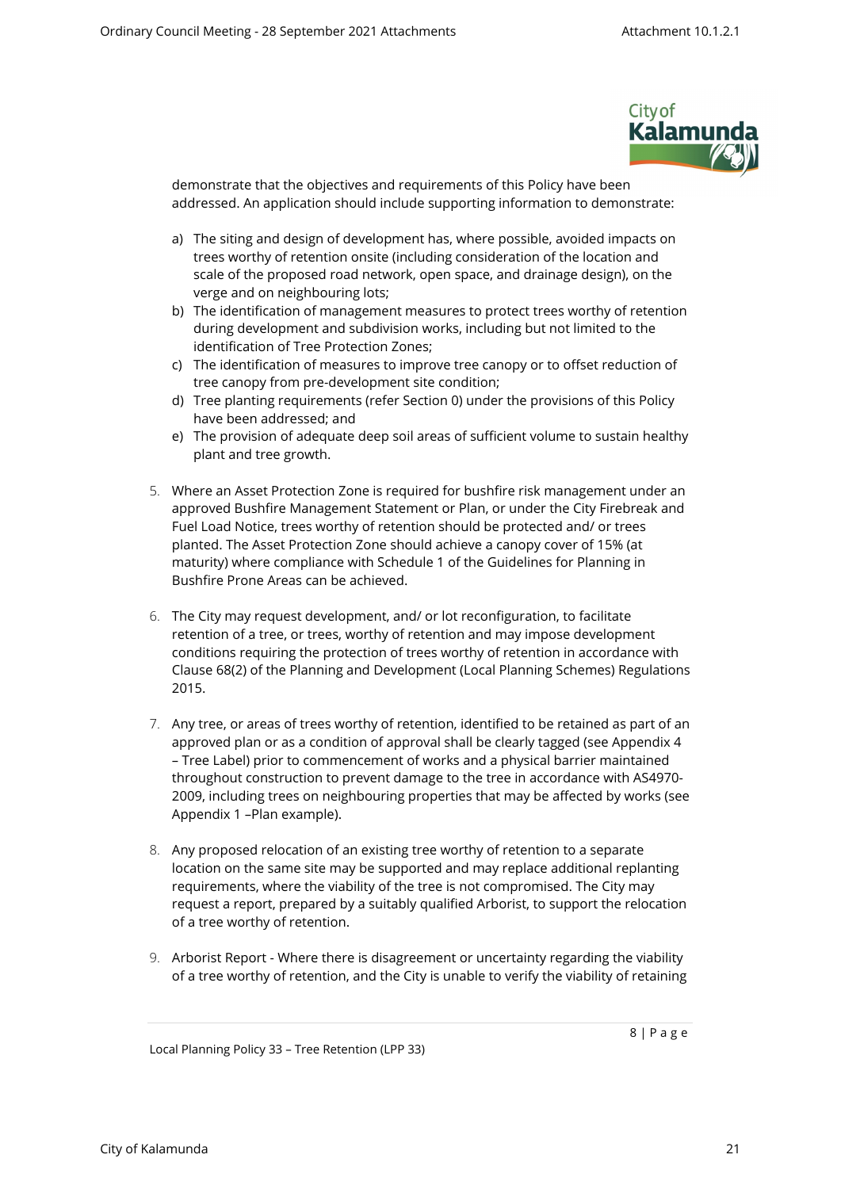demonstrate that the objectives and requirements of this Policy have been addressed. An application should include supporting information to demonstrate:

a) The siting and design of development has, where possible, avoided impacts on trees worthy of retention onsite (including consideration of the location and scale of the proposed road network, open space, and drainage design), on the verge and on neighbouring lots;
b) The identification of management measures to protect trees worthy of retention during development and subdivision works, including but not limited to the identification of Tree Protection Zones;
c) The identification of measures to improve tree canopy or to offset reduction of tree canopy from pre-development site condition;
d) Tree planting requirements (refer Section 0) under the provisions of this Policy have been addressed; and
e) The provision of adequate deep soil areas of sufficient volume to sustain healthy plant and tree growth.

5. Where an Asset Protection Zone is required for bushfire risk management under an approved Bushfire Management Statement or Plan, or under the City Firebreak and Fuel Load Notice, trees worthy of retention should be protected and/ or trees planted. The Asset Protection Zone should achieve a canopy cover of 15% (at maturity) where compliance with Schedule 1 of the Guidelines for Planning in Bushfire Prone Areas can be achieved.

6. The City may request development, and/ or lot reconfiguration, to facilitate retention of a tree, or trees, worthy of retention and may impose development conditions requiring the protection of trees worthy of retention in accordance with Clause 68(2) of the Planning and Development (Local Planning Schemes) Regulations 2015.

7. Any tree, or areas of trees worthy of retention, identified to be retained as part of an approved plan or as a condition of approval shall be clearly tagged (see Appendix 4 – Tree Label) prior to commencement of works and a physical barrier maintained throughout construction to prevent damage to the tree in accordance with AS4970-2009, including trees on neighbouring properties that may be affected by works (see Appendix 1 –Plan example).

8. Any proposed relocation of an existing tree worthy of retention to a separate location on the same site may be supported and may replace additional replanting requirements, where the viability of the tree is not compromised. The City may request a report, prepared by a suitably qualified Arborist, to support the relocation of a tree worthy of retention.

9. Arborist Report - Where there is disagreement or uncertainty regarding the viability of a tree worthy of retention, and the City is unable to verify the viability of retaining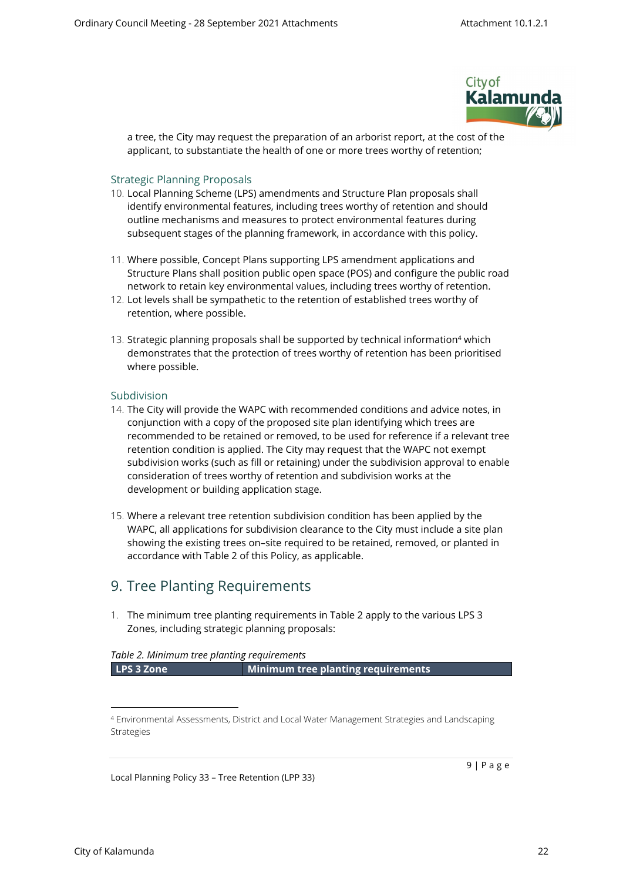a tree, the City may request the preparation of an arborist report, at the cost of the applicant, to substantiate the health of one or more trees worthy of retention;

### Strategic Planning Proposals

10. Local Planning Scheme (LPS) amendments and Structure Plan proposals shall identify environmental features, including trees worthy of retention and should outline mechanisms and measures to protect environmental features during subsequent stages of the planning framework, in accordance with this policy.

11. Where possible, Concept Plans supporting LPS amendment applications and Structure Plans shall position public open space (POS) and configure the public road network to retain key environmental values, including trees worthy of retention.
12. Lot levels shall be sympathetic to the retention of established trees worthy of retention, where possible.

13. Strategic planning proposals shall be supported by technical information[4] which demonstrates that the protection of trees worthy of retention has been prioritised where possible.

### Subdivision

14. The City will provide the WAPC with recommended conditions and advice notes, in conjunction with a copy of the proposed site plan identifying which trees are recommended to be retained or removed, to be used for reference if a relevant tree retention condition is applied. The City may request that the WAPC not exempt subdivision works (such as fill or retaining) under the subdivision approval to enable consideration of trees worthy of retention and subdivision works at the development or building application stage.

15. Where a relevant tree retention subdivision condition has been applied by the WAPC, all applications for subdivision clearance to the City must include a site plan showing the existing trees on–site required to be retained, removed, or planted in accordance with Table 2 of this Policy, as applicable.

## 9. Tree Planting Requirements

1. The minimum tree planting requirements in Table 2 apply to the various LPS 3 Zones, including strategic planning proposals:

*Table 2. Minimum tree planting requirements*

| LPS 3 Zone | Minimum tree planting requirements |
| --- | --- |

[4] Environmental Assessments, District and Local Water Management Strategies and Landscaping Strategies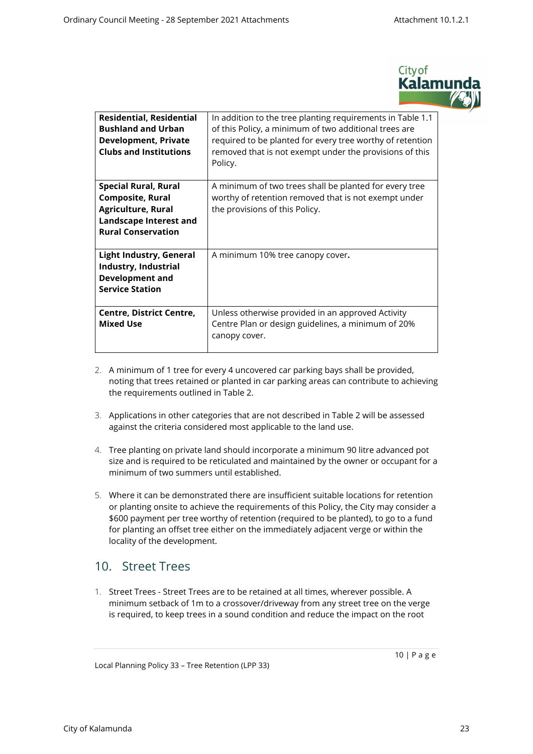| | |
|---|---|
| **Residential, Residential Bushland and Urban Development, Private Clubs and Institutions** | In addition to the tree planting requirements in Table 1.1 of this Policy, a minimum of two additional trees are required to be planted for every tree worthy of retention removed that is not exempt under the provisions of this Policy. |
| **Special Rural, Rural Composite, Rural Agriculture, Rural Landscape Interest and Rural Conservation** | A minimum of two trees shall be planted for every tree worthy of retention removed that is not exempt under the provisions of this Policy. |
| **Light Industry, General Industry, Industrial Development and Service Station** | A minimum 10% tree canopy cover**.** |
| **Centre, District Centre, Mixed Use** | Unless otherwise provided in an approved Activity Centre Plan or design guidelines, a minimum of 20% canopy cover. |

2. A minimum of 1 tree for every 4 uncovered car parking bays shall be provided, noting that trees retained or planted in car parking areas can contribute to achieving the requirements outlined in Table 2.

3. Applications in other categories that are not described in Table 2 will be assessed against the criteria considered most applicable to the land use.

4. Tree planting on private land should incorporate a minimum 90 litre advanced pot size and is required to be reticulated and maintained by the owner or occupant for a minimum of two summers until established.

5. Where it can be demonstrated there are insufficient suitable locations for retention or planting onsite to achieve the requirements of this Policy, the City may consider a $600 payment per tree worthy of retention (required to be planted), to go to a fund for planting an offset tree either on the immediately adjacent verge or within the locality of the development.

## 10. Street Trees

1. Street Trees - Street Trees are to be retained at all times, wherever possible. A minimum setback of 1m to a crossover/driveway from any street tree on the verge is required, to keep trees in a sound condition and reduce the impact on the root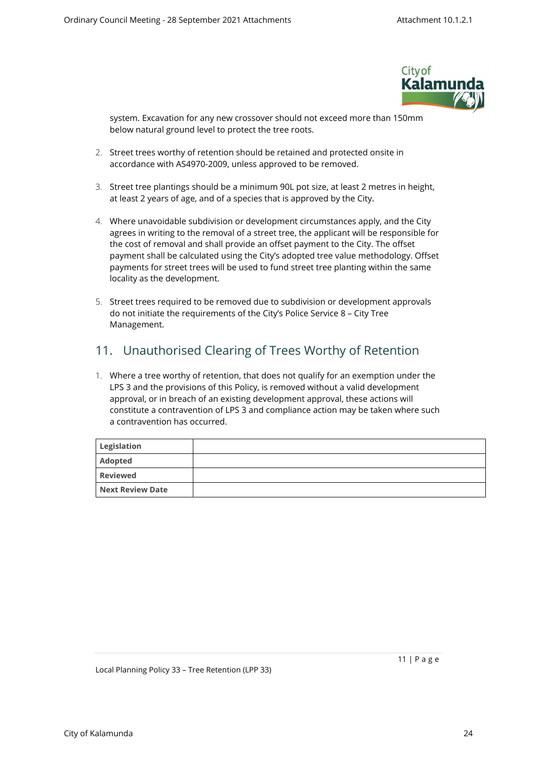system. Excavation for any new crossover should not exceed more than 150mm below natural ground level to protect the tree roots.

2. Street trees worthy of retention should be retained and protected onsite in accordance with AS4970-2009, unless approved to be removed.

3. Street tree plantings should be a minimum 90L pot size, at least 2 metres in height, at least 2 years of age, and of a species that is approved by the City.

4. Where unavoidable subdivision or development circumstances apply, and the City agrees in writing to the removal of a street tree, the applicant will be responsible for the cost of removal and shall provide an offset payment to the City. The offset payment shall be calculated using the City's adopted tree value methodology. Offset payments for street trees will be used to fund street tree planting within the same locality as the development.

5. Street trees required to be removed due to subdivision or development approvals do not initiate the requirements of the City's Police Service 8 – City Tree Management.

## 11. Unauthorised Clearing of Trees Worthy of Retention

1. Where a tree worthy of retention, that does not qualify for an exemption under the LPS 3 and the provisions of this Policy, is removed without a valid development approval, or in breach of an existing development approval, these actions will constitute a contravention of LPS 3 and compliance action may be taken where such a contravention has occurred.

| | |
|---|---|
| **Legislation** | |
| **Adopted** | |
| **Reviewed** | |
| **Next Review Date** | |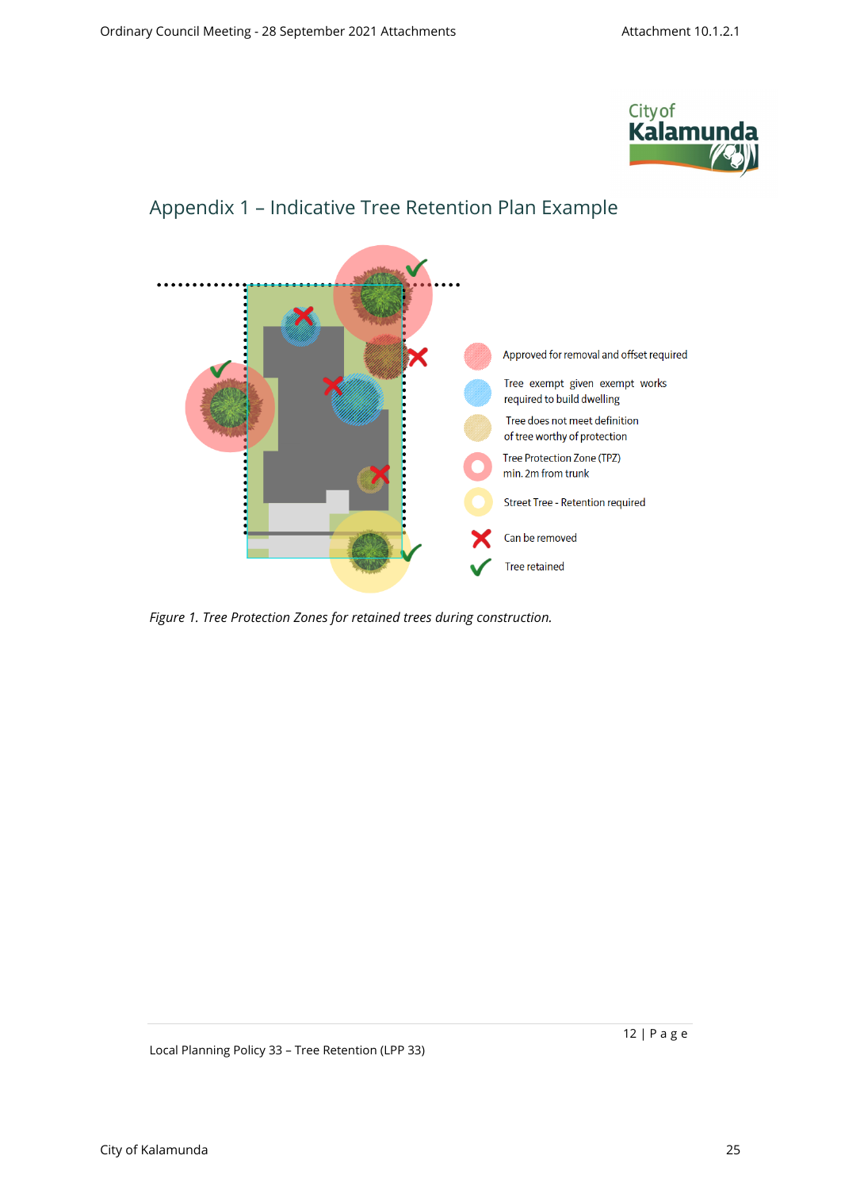## Appendix 1 – Indicative Tree Retention Plan Example

- Approved for removal and offset required
- Tree exempt given exempt works required to build dwelling
- Tree does not meet definition of tree worthy of protection
- Tree Protection Zone (TPZ) min. 2m from trunk
- Street Tree - Retention required
- Can be removed
- Tree retained

*Figure 1. Tree Protection Zones for retained trees during construction.*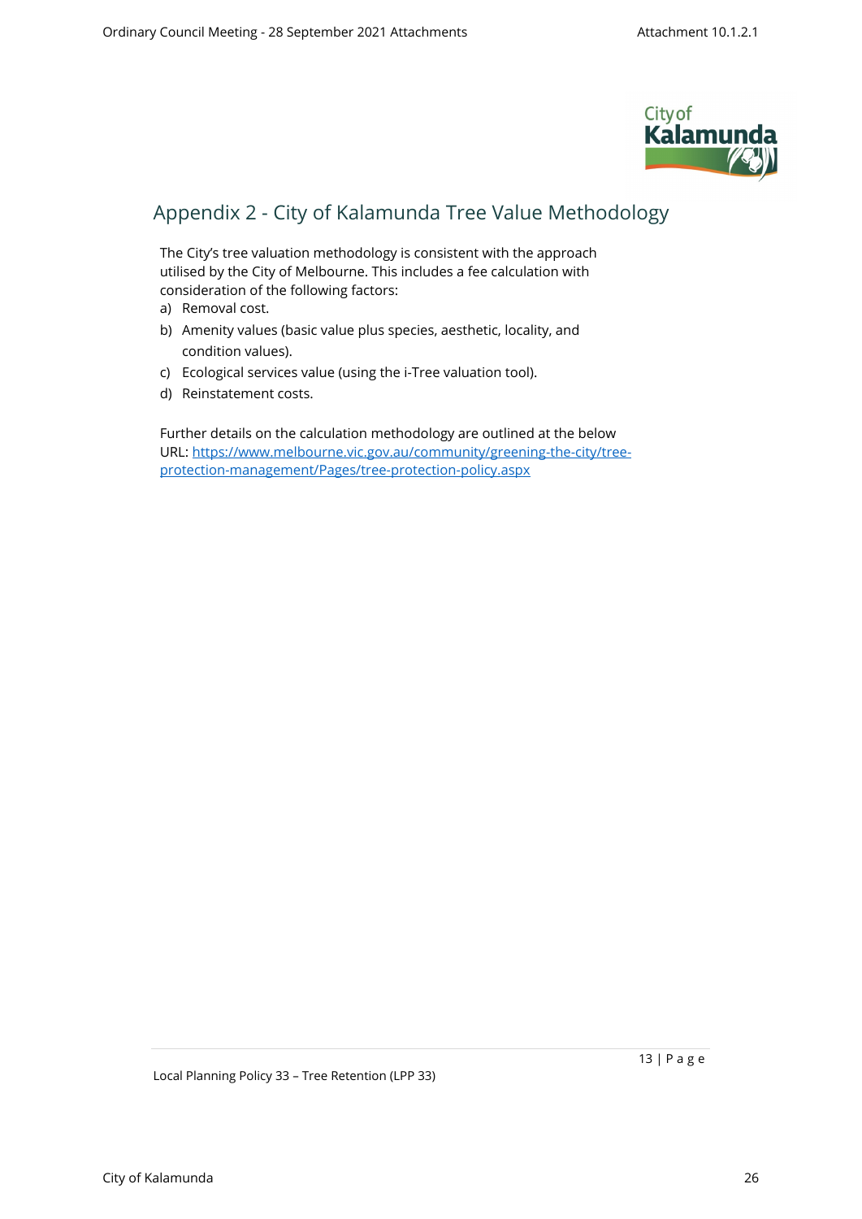# Appendix 2 - City of Kalamunda Tree Value Methodology

The City's tree valuation methodology is consistent with the approach utilised by the City of Melbourne. This includes a fee calculation with consideration of the following factors:

a) Removal cost.
b) Amenity values (basic value plus species, aesthetic, locality, and condition values).
c) Ecological services value (using the i-Tree valuation tool).
d) Reinstatement costs.

Further details on the calculation methodology are outlined at the below URL: [https://www.melbourne.vic.gov.au/community/greening-the-city/tree-protection-management/Pages/tree-protection-policy.aspx](https://www.melbourne.vic.gov.au/community/greening-the-city/tree-protection-management/Pages/tree-protection-policy.aspx)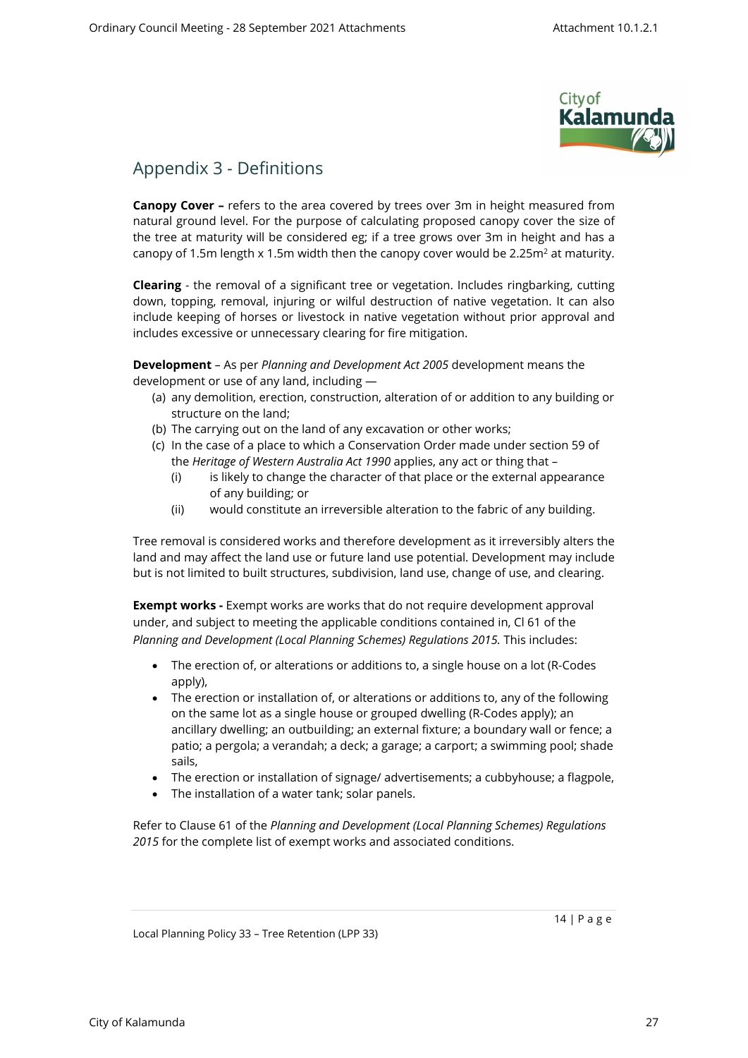## Appendix 3 - Definitions

**Canopy Cover –** refers to the area covered by trees over 3m in height measured from natural ground level. For the purpose of calculating proposed canopy cover the size of the tree at maturity will be considered eg; if a tree grows over 3m in height and has a canopy of 1.5m length x 1.5m width then the canopy cover would be 2.25m$^2$ at maturity.

**Clearing** - the removal of a significant tree or vegetation. Includes ringbarking, cutting down, topping, removal, injuring or wilful destruction of native vegetation. It can also include keeping of horses or livestock in native vegetation without prior approval and includes excessive or unnecessary clearing for fire mitigation.

**Development** – As per *Planning and Development Act 2005* development means the development or use of any land, including —

- (a) any demolition, erection, construction, alteration of or addition to any building or structure on the land;
- (b) The carrying out on the land of any excavation or other works;
- (c) In the case of a place to which a Conservation Order made under section 59 of the *Heritage of Western Australia Act 1990* applies, any act or thing that –
  - (i) is likely to change the character of that place or the external appearance of any building; or
  - (ii) would constitute an irreversible alteration to the fabric of any building.

Tree removal is considered works and therefore development as it irreversibly alters the land and may affect the land use or future land use potential. Development may include but is not limited to built structures, subdivision, land use, change of use, and clearing.

**Exempt works -** Exempt works are works that do not require development approval under, and subject to meeting the applicable conditions contained in, Cl 61 of the *Planning and Development (Local Planning Schemes) Regulations 2015.* This includes:

- The erection of, or alterations or additions to, a single house on a lot (R-Codes apply),
- The erection or installation of, or alterations or additions to, any of the following on the same lot as a single house or grouped dwelling (R-Codes apply); an ancillary dwelling; an outbuilding; an external fixture; a boundary wall or fence; a patio; a pergola; a verandah; a deck; a garage; a carport; a swimming pool; shade sails,
- The erection or installation of signage/ advertisements; a cubbyhouse; a flagpole,
- The installation of a water tank; solar panels.

Refer to Clause 61 of the *Planning and Development (Local Planning Schemes) Regulations 2015* for the complete list of exempt works and associated conditions.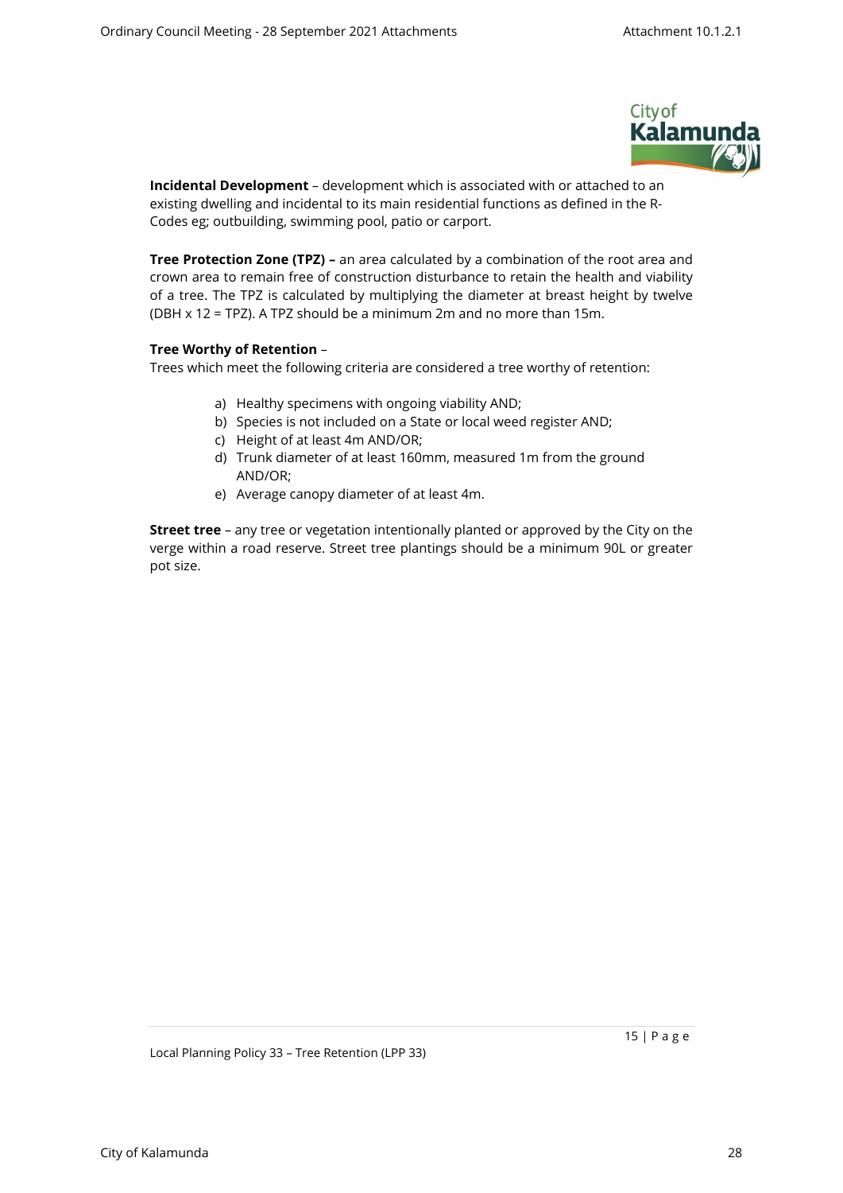**Incidental Development** – development which is associated with or attached to an existing dwelling and incidental to its main residential functions as defined in the R-Codes eg; outbuilding, swimming pool, patio or carport.

**Tree Protection Zone (TPZ) –** an area calculated by a combination of the root area and crown area to remain free of construction disturbance to retain the health and viability of a tree. The TPZ is calculated by multiplying the diameter at breast height by twelve (DBH x 12 = TPZ). A TPZ should be a minimum 2m and no more than 15m.

**Tree Worthy of Retention** –

Trees which meet the following criteria are considered a tree worthy of retention:

a) Healthy specimens with ongoing viability AND;
b) Species is not included on a State or local weed register AND;
c) Height of at least 4m AND/OR;
d) Trunk diameter of at least 160mm, measured 1m from the ground AND/OR;
e) Average canopy diameter of at least 4m.

**Street tree** – any tree or vegetation intentionally planted or approved by the City on the verge within a road reserve. Street tree plantings should be a minimum 90L or greater pot size.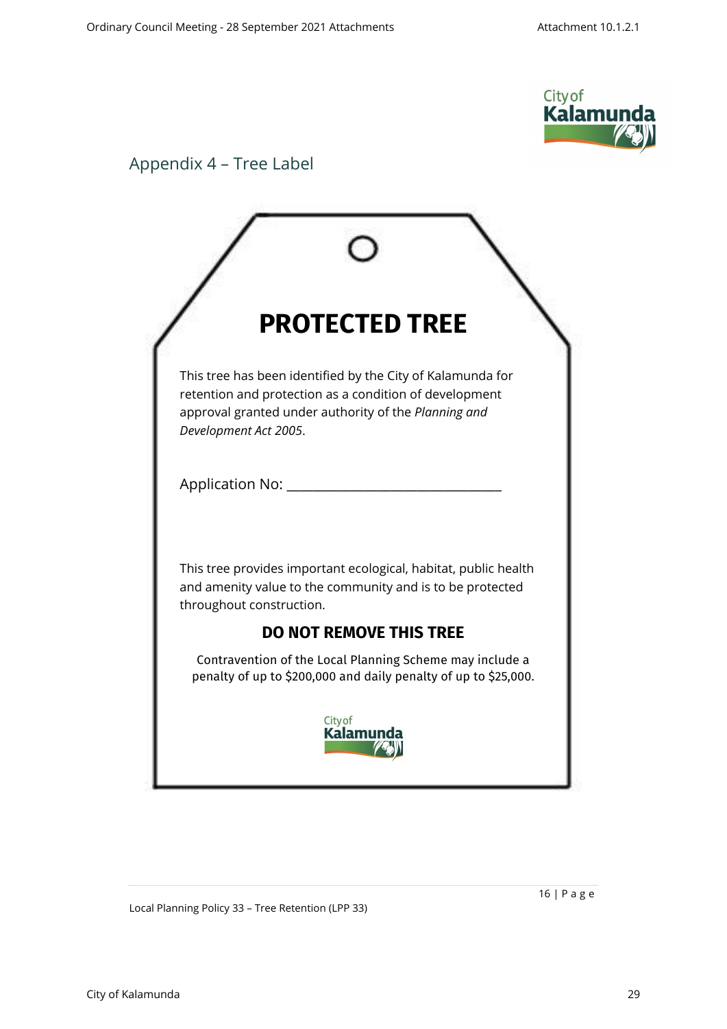## Appendix 4 – Tree Label

# PROTECTED TREE

This tree has been identified by the City of Kalamunda for retention and protection as a condition of development approval granted under authority of the *Planning and Development Act 2005*.

Application No: ________________________________

This tree provides important ecological, habitat, public health and amenity value to the community and is to be protected throughout construction.

### DO NOT REMOVE THIS TREE

Contravention of the Local Planning Scheme may include a penalty of up to $200,000 and daily penalty of up to $25,000.

City of Kalamunda

Local Planning Policy 33 – Tree Retention (LPP 33)